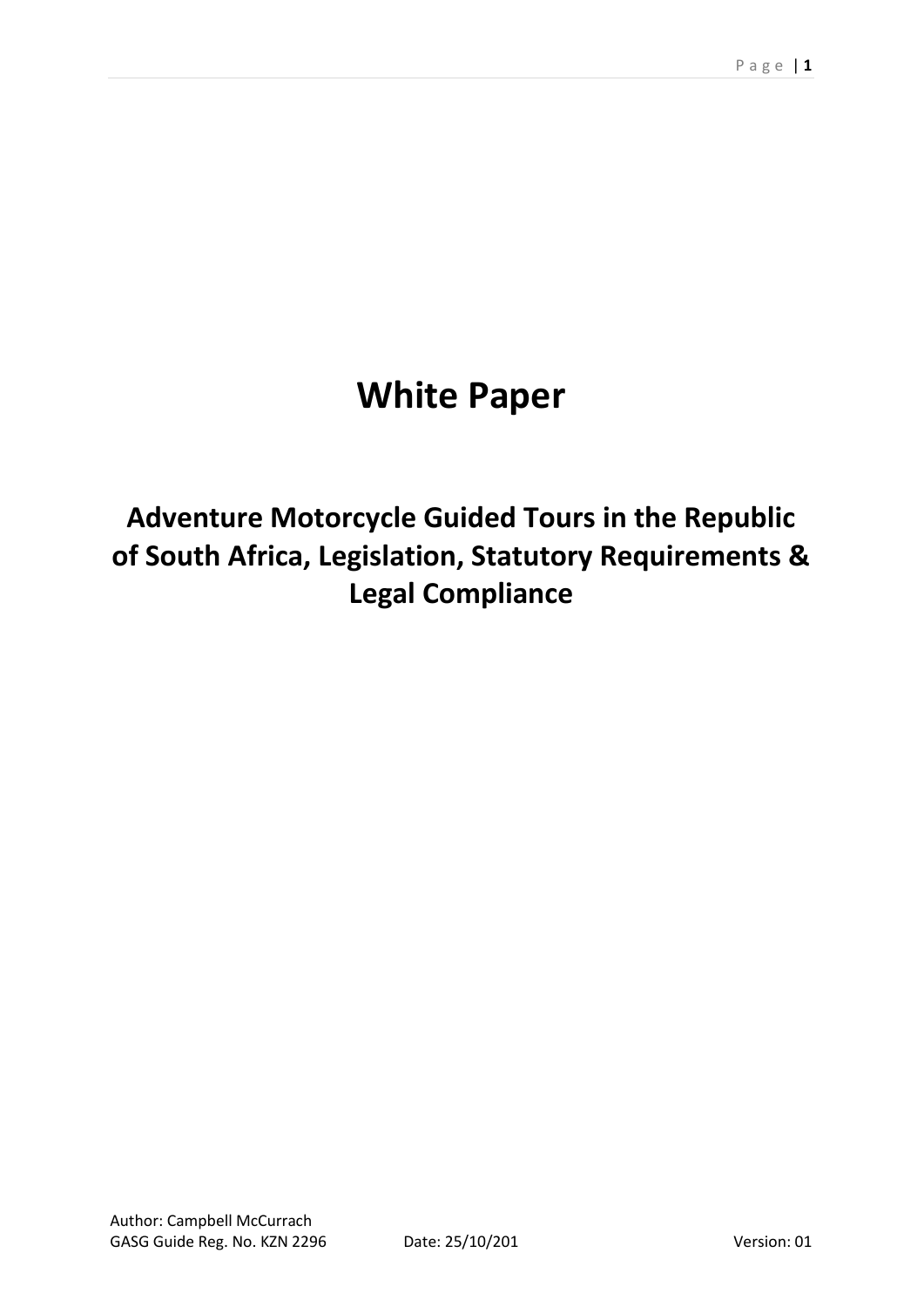# White Paper

## Adventure Motorcycle Guided Tours in the Republic of South Africa, Legislation, Statutory Requirements & Legal Compliance

Author: Campbell McCurrach
GASG Guide Reg. No. KZN 2296 Date: 25/10/201 Version: 01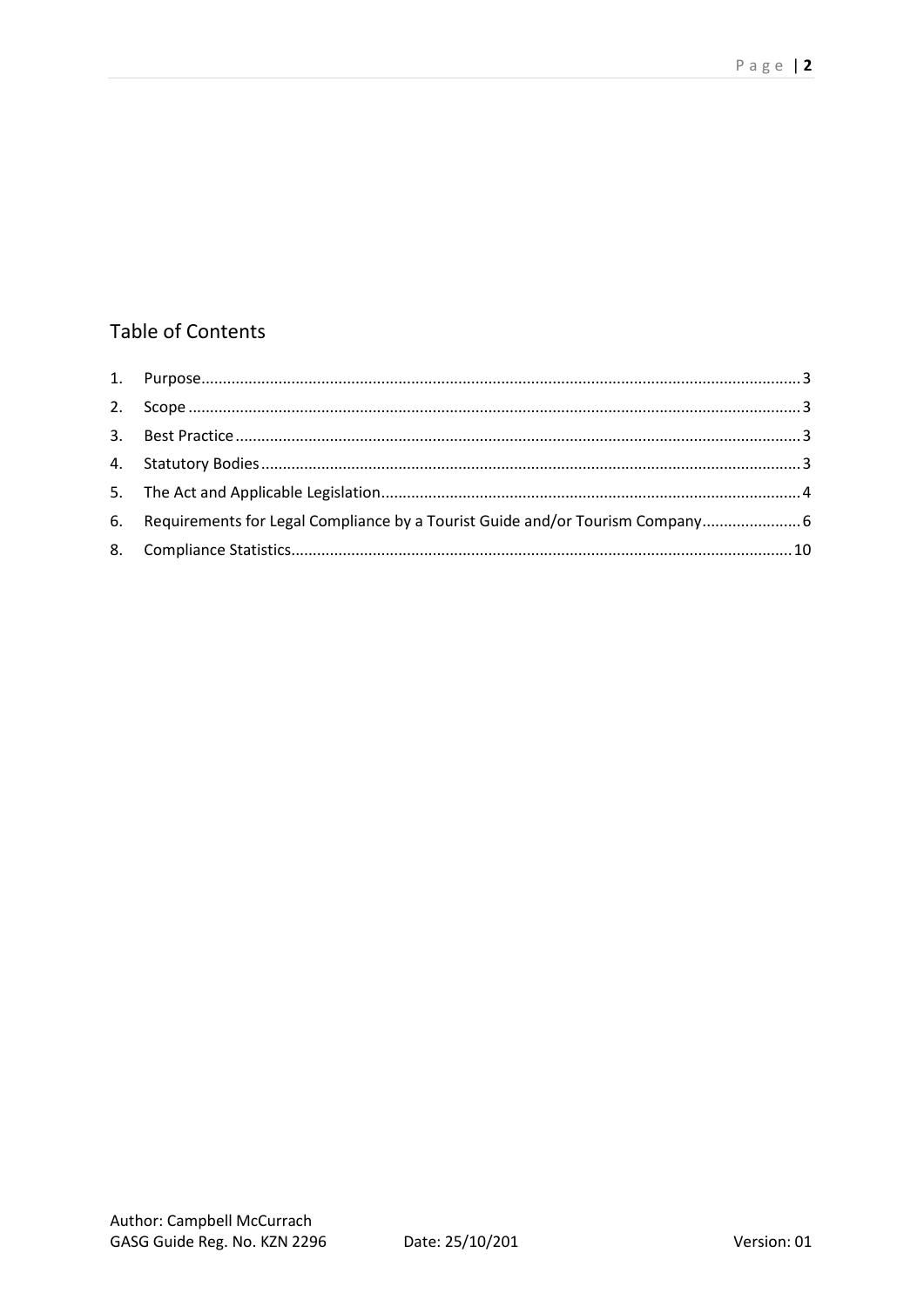## Table of Contents

1. Purpose....................................................................................................................................3
2. Scope.......................................................................................................................................3
3. Best Practice............................................................................................................................3
4. Statutory Bodies......................................................................................................................3
5. The Act and Applicable Legislation.........................................................................................4
6. Requirements for Legal Compliance by a Tourist Guide and/or Tourism Company...............6
8. Compliance Statistics.............................................................................................................10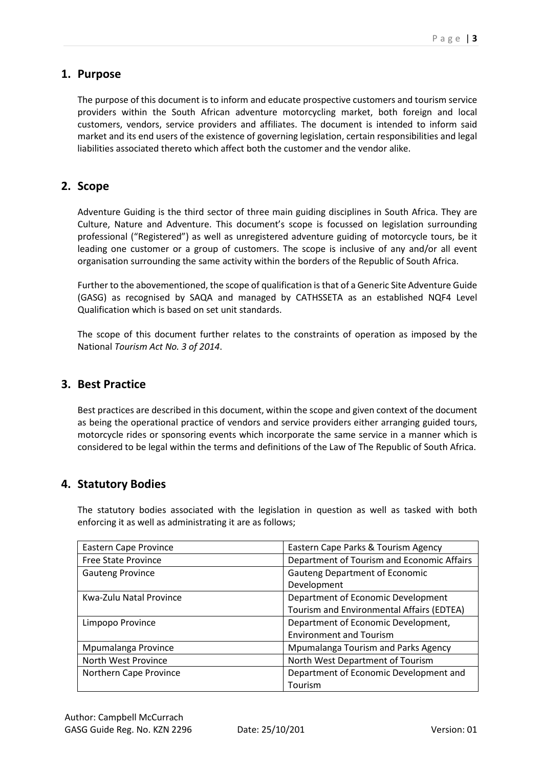## 1. Purpose

The purpose of this document is to inform and educate prospective customers and tourism service providers within the South African adventure motorcycling market, both foreign and local customers, vendors, service providers and affiliates. The document is intended to inform said market and its end users of the existence of governing legislation, certain responsibilities and legal liabilities associated thereto which affect both the customer and the vendor alike.

## 2. Scope

Adventure Guiding is the third sector of three main guiding disciplines in South Africa. They are Culture, Nature and Adventure. This document's scope is focussed on legislation surrounding professional ("Registered") as well as unregistered adventure guiding of motorcycle tours, be it leading one customer or a group of customers. The scope is inclusive of any and/or all event organisation surrounding the same activity within the borders of the Republic of South Africa.

Further to the abovementioned, the scope of qualification is that of a Generic Site Adventure Guide (GASG) as recognised by SAQA and managed by CATHSSETA as an established NQF4 Level Qualification which is based on set unit standards.

The scope of this document further relates to the constraints of operation as imposed by the National *Tourism Act No. 3 of 2014*.

## 3. Best Practice

Best practices are described in this document, within the scope and given context of the document as being the operational practice of vendors and service providers either arranging guided tours, motorcycle rides or sponsoring events which incorporate the same service in a manner which is considered to be legal within the terms and definitions of the Law of The Republic of South Africa.

## 4. Statutory Bodies

The statutory bodies associated with the legislation in question as well as tasked with both enforcing it as well as administrating it are as follows;

| | |
|---|---|
| Eastern Cape Province | Eastern Cape Parks & Tourism Agency |
| Free State Province | Department of Tourism and Economic Affairs |
| Gauteng Province | Gauteng Department of Economic Development |
| Kwa-Zulu Natal Province | Department of Economic Development Tourism and Environmental Affairs (EDTEA) |
| Limpopo Province | Department of Economic Development, Environment and Tourism |
| Mpumalanga Province | Mpumalanga Tourism and Parks Agency |
| North West Province | North West Department of Tourism |
| Northern Cape Province | Department of Economic Development and Tourism |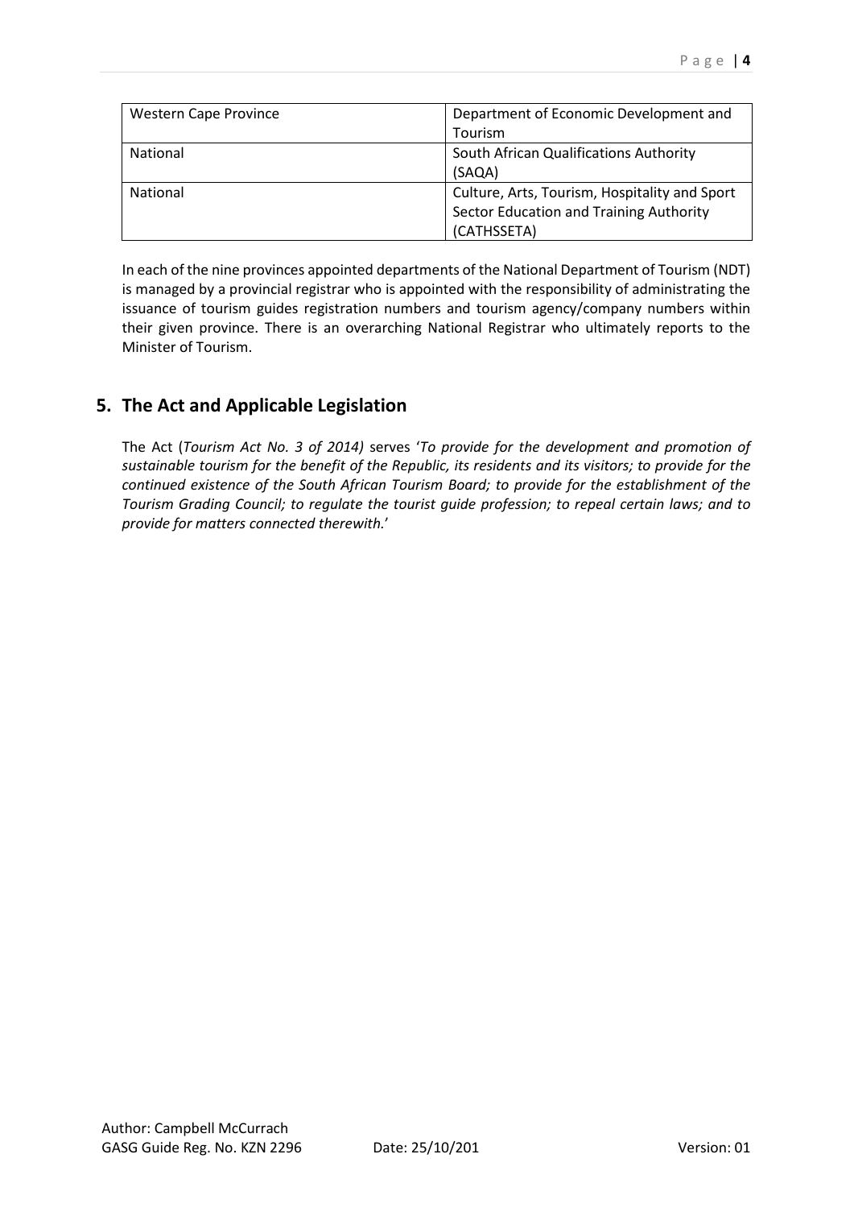| Western Cape Province | Department of Economic Development and Tourism |
|---|---|
| National | South African Qualifications Authority (SAQA) |
| National | Culture, Arts, Tourism, Hospitality and Sport Sector Education and Training Authority (CATHSSETA) |

In each of the nine provinces appointed departments of the National Department of Tourism (NDT) is managed by a provincial registrar who is appointed with the responsibility of administrating the issuance of tourism guides registration numbers and tourism agency/company numbers within their given province. There is an overarching National Registrar who ultimately reports to the Minister of Tourism.

## 5. The Act and Applicable Legislation

The Act (*Tourism Act No. 3 of 2014)* serves '*To provide for the development and promotion of sustainable tourism for the benefit of the Republic, its residents and its visitors; to provide for the continued existence of the South African Tourism Board; to provide for the establishment of the Tourism Grading Council; to regulate the tourist guide profession; to repeal certain laws; and to provide for matters connected therewith.*'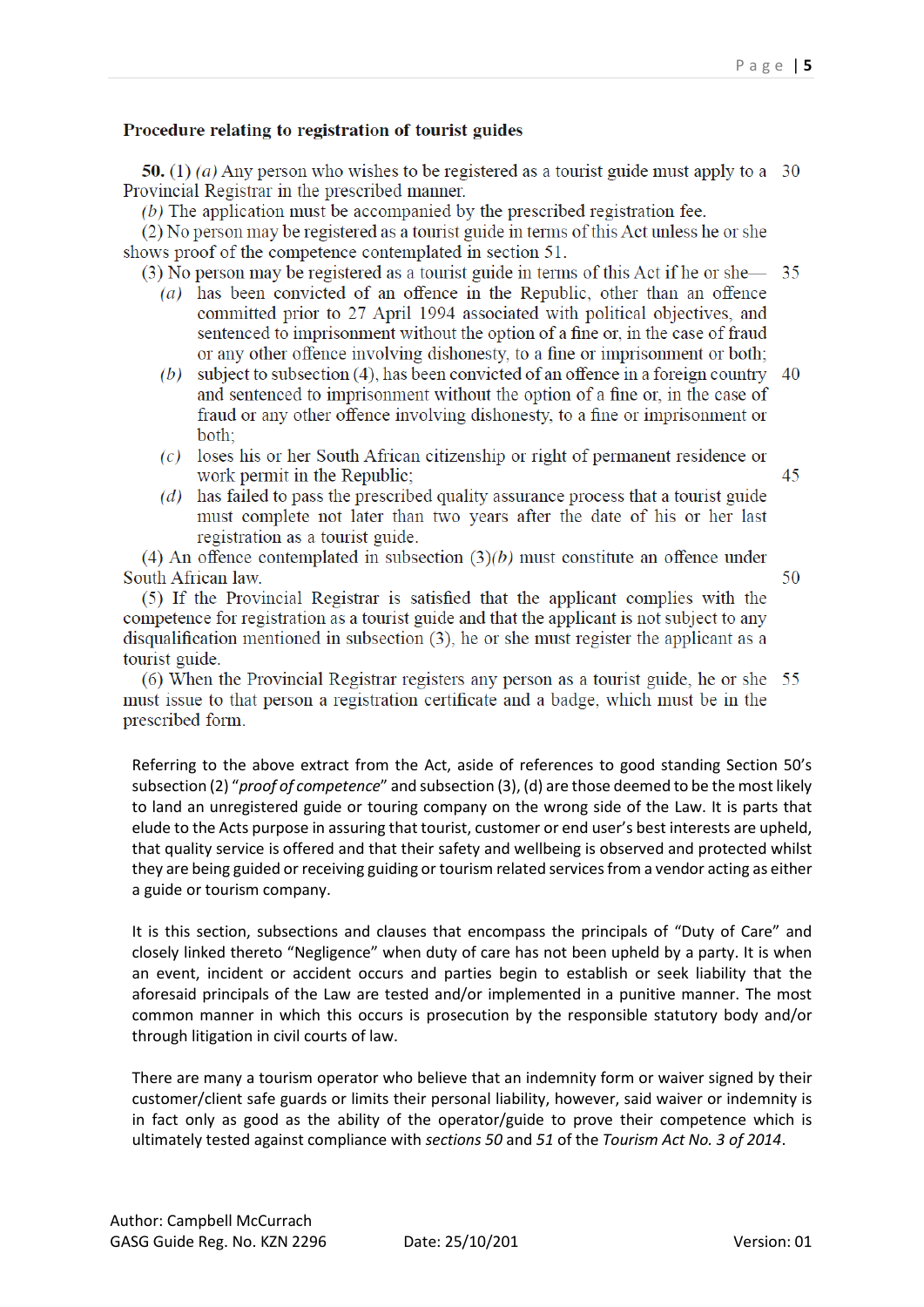**Procedure relating to registration of tourist guides**

**50.** (1) *(a)* Any person who wishes to be registered as a tourist guide must apply to a Provincial Registrar in the prescribed manner.

*(b)* The application must be accompanied by the prescribed registration fee.

(2) No person may be registered as a tourist guide in terms of this Act unless he or she shows proof of the competence contemplated in section 51.

(3) No person may be registered as a tourist guide in terms of this Act if he or she—

*(a)* has been convicted of an offence in the Republic, other than an offence committed prior to 27 April 1994 associated with political objectives, and sentenced to imprisonment without the option of a fine or, in the case of fraud or any other offence involving dishonesty, to a fine or imprisonment or both;

*(b)* subject to subsection (4), has been convicted of an offence in a foreign country and sentenced to imprisonment without the option of a fine or, in the case of fraud or any other offence involving dishonesty, to a fine or imprisonment or both;

*(c)* loses his or her South African citizenship or right of permanent residence or work permit in the Republic;

*(d)* has failed to pass the prescribed quality assurance process that a tourist guide must complete not later than two years after the date of his or her last registration as a tourist guide.

(4) An offence contemplated in subsection (3)*(b)* must constitute an offence under South African law.

(5) If the Provincial Registrar is satisfied that the applicant complies with the competence for registration as a tourist guide and that the applicant is not subject to any disqualification mentioned in subsection (3), he or she must register the applicant as a tourist guide.

(6) When the Provincial Registrar registers any person as a tourist guide, he or she must issue to that person a registration certificate and a badge, which must be in the prescribed form.

Referring to the above extract from the Act, aside of references to good standing Section 50's subsection (2) "*proof of competence*" and subsection (3), (d) are those deemed to be the most likely to land an unregistered guide or touring company on the wrong side of the Law. It is parts that elude to the Acts purpose in assuring that tourist, customer or end user's best interests are upheld, that quality service is offered and that their safety and wellbeing is observed and protected whilst they are being guided or receiving guiding or tourism related services from a vendor acting as either a guide or tourism company.

It is this section, subsections and clauses that encompass the principals of "Duty of Care" and closely linked thereto "Negligence" when duty of care has not been upheld by a party. It is when an event, incident or accident occurs and parties begin to establish or seek liability that the aforesaid principals of the Law are tested and/or implemented in a punitive manner. The most common manner in which this occurs is prosecution by the responsible statutory body and/or through litigation in civil courts of law.

There are many a tourism operator who believe that an indemnity form or waiver signed by their customer/client safe guards or limits their personal liability, however, said waiver or indemnity is in fact only as good as the ability of the operator/guide to prove their competence which is ultimately tested against compliance with *sections 50* and *51* of the *Tourism Act No. 3 of 2014*.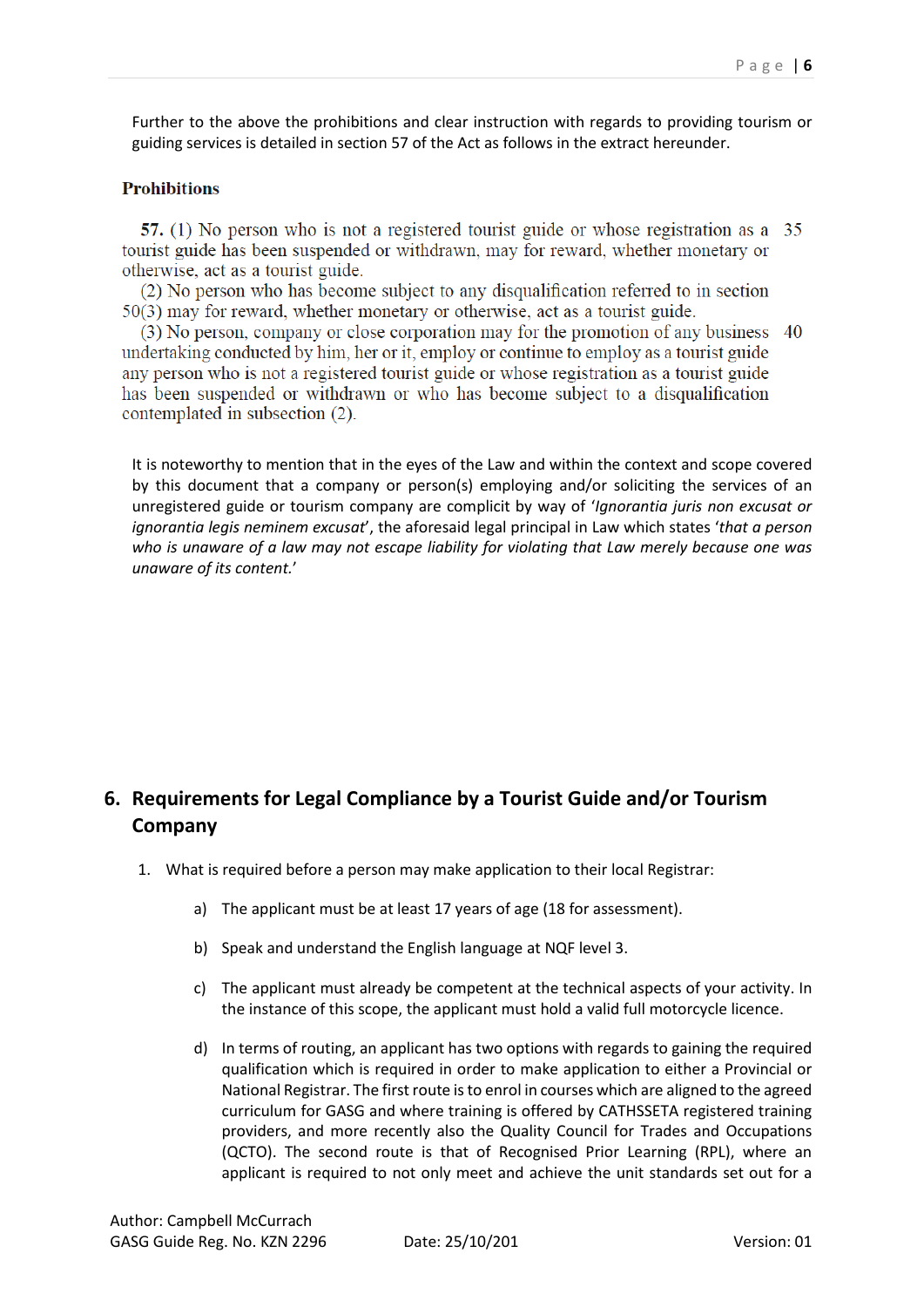Further to the above the prohibitions and clear instruction with regards to providing tourism or guiding services is detailed in section 57 of the Act as follows in the extract hereunder.

**Prohibitions**

**57.** (1) No person who is not a registered tourist guide or whose registration as a tourist guide has been suspended or withdrawn, may for reward, whether monetary or otherwise, act as a tourist guide.

(2) No person who has become subject to any disqualification referred to in section 50(3) may for reward, whether monetary or otherwise, act as a tourist guide.

(3) No person, company or close corporation may for the promotion of any business undertaking conducted by him, her or it, employ or continue to employ as a tourist guide any person who is not a registered tourist guide or whose registration as a tourist guide has been suspended or withdrawn or who has become subject to a disqualification contemplated in subsection (2).

It is noteworthy to mention that in the eyes of the Law and within the context and scope covered by this document that a company or person(s) employing and/or soliciting the services of an unregistered guide or tourism company are complicit by way of '*Ignorantia juris non excusat or ignorantia legis neminem excusat*', the aforesaid legal principal in Law which states '*that a person who is unaware of a law may not escape liability for violating that Law merely because one was unaware of its content.*'

## 6. Requirements for Legal Compliance by a Tourist Guide and/or Tourism Company

1. What is required before a person may make application to their local Registrar:

   a) The applicant must be at least 17 years of age (18 for assessment).

   b) Speak and understand the English language at NQF level 3.

   c) The applicant must already be competent at the technical aspects of your activity. In the instance of this scope, the applicant must hold a valid full motorcycle licence.

   d) In terms of routing, an applicant has two options with regards to gaining the required qualification which is required in order to make application to either a Provincial or National Registrar. The first route is to enrol in courses which are aligned to the agreed curriculum for GASG and where training is offered by CATHSSETA registered training providers, and more recently also the Quality Council for Trades and Occupations (QCTO). The second route is that of Recognised Prior Learning (RPL), where an applicant is required to not only meet and achieve the unit standards set out for a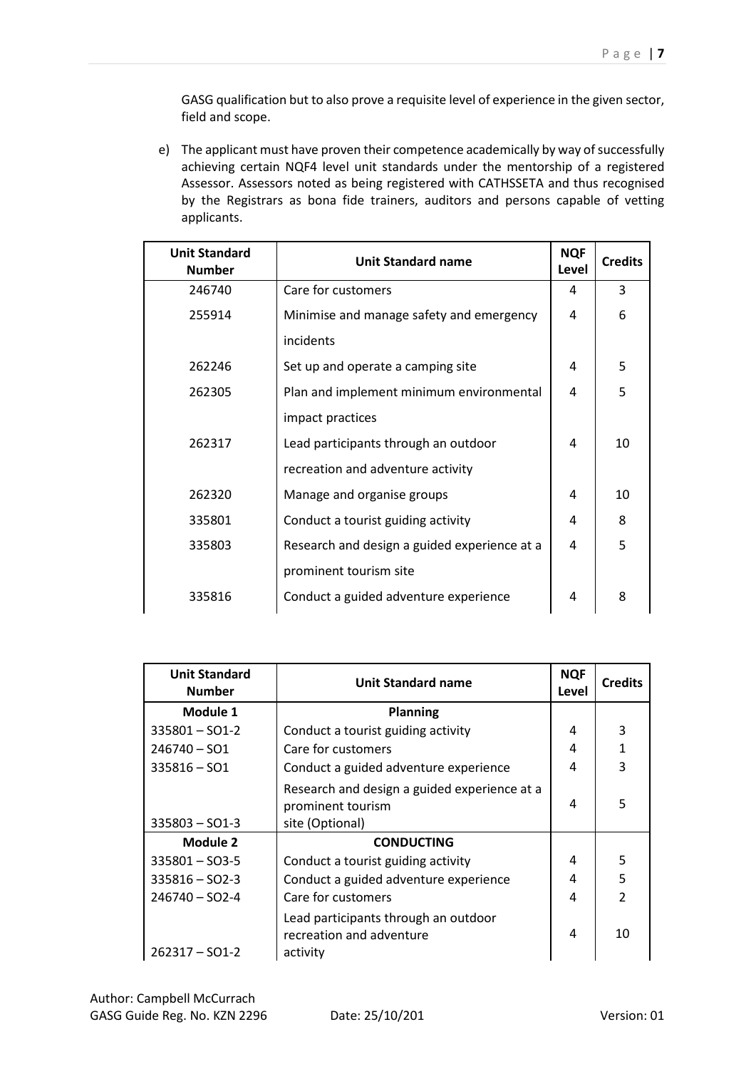GASG qualification but to also prove a requisite level of experience in the given sector, field and scope.

e) The applicant must have proven their competence academically by way of successfully achieving certain NQF4 level unit standards under the mentorship of a registered Assessor. Assessors noted as being registered with CATHSSETA and thus recognised by the Registrars as bona fide trainers, auditors and persons capable of vetting applicants.

| Unit Standard Number | Unit Standard name | NQF Level | Credits |
|---|---|---|---|
| 246740 | Care for customers | 4 | 3 |
| 255914 | Minimise and manage safety and emergency incidents | 4 | 6 |
| 262246 | Set up and operate a camping site | 4 | 5 |
| 262305 | Plan and implement minimum environmental impact practices | 4 | 5 |
| 262317 | Lead participants through an outdoor recreation and adventure activity | 4 | 10 |
| 262320 | Manage and organise groups | 4 | 10 |
| 335801 | Conduct a tourist guiding activity | 4 | 8 |
| 335803 | Research and design a guided experience at a prominent tourism site | 4 | 5 |
| 335816 | Conduct a guided adventure experience | 4 | 8 |

| Unit Standard Number | Unit Standard name | NQF Level | Credits |
|---|---|---|---|
| **Module 1** | **Planning** | | |
| 335801 – SO1-2 | Conduct a tourist guiding activity | 4 | 3 |
| 246740 – SO1 | Care for customers | 4 | 1 |
| 335816 – SO1 | Conduct a guided adventure experience | 4 | 3 |
| 335803 – SO1-3 | Research and design a guided experience at a prominent tourism site (Optional) | 4 | 5 |
| **Module 2** | **CONDUCTING** | | |
| 335801 – SO3-5 | Conduct a tourist guiding activity | 4 | 5 |
| 335816 – SO2-3 | Conduct a guided adventure experience | 4 | 5 |
| 246740 – SO2-4 | Care for customers | 4 | 2 |
| 262317 – SO1-2 | Lead participants through an outdoor recreation and adventure activity | 4 | 10 |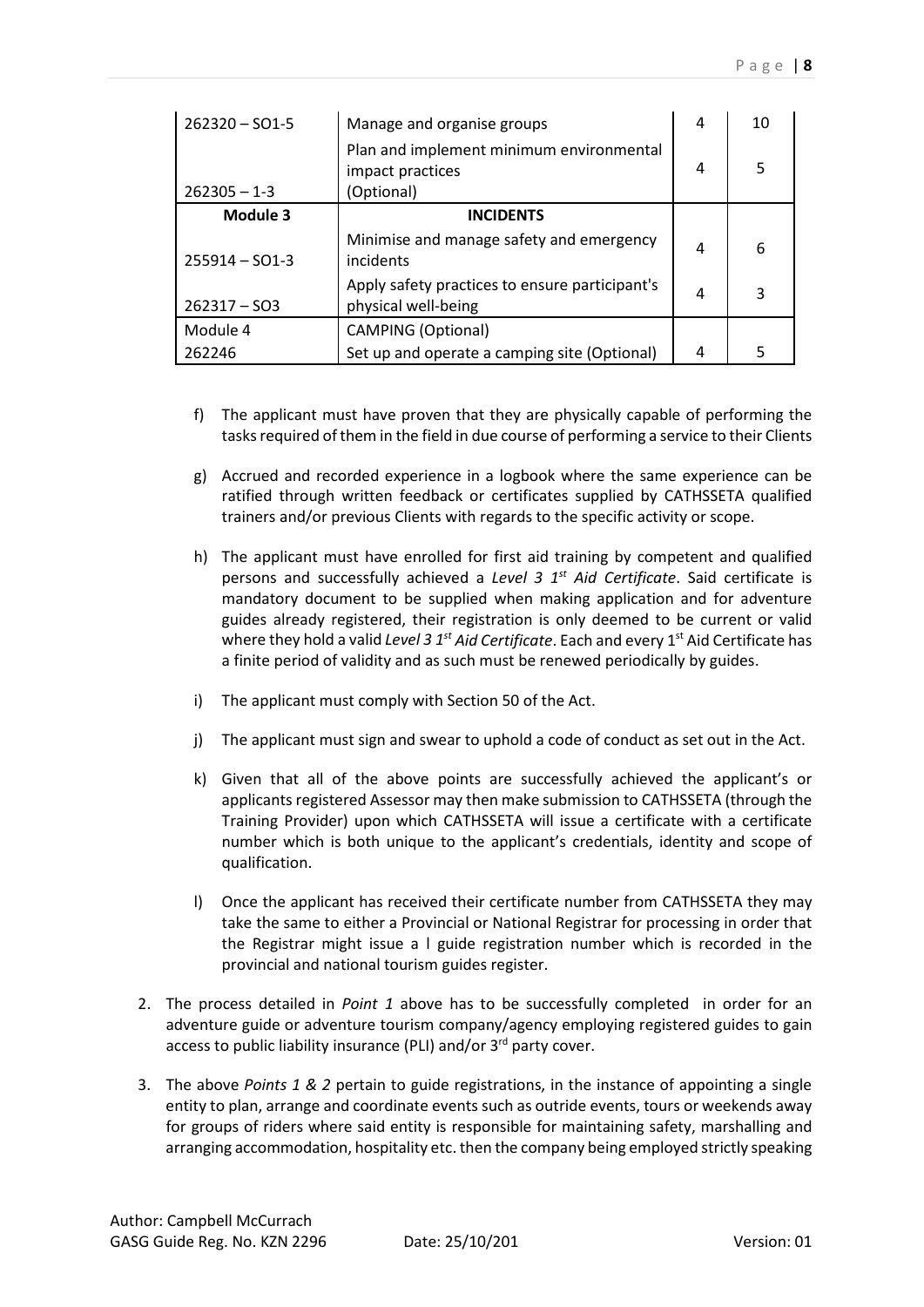| | | | |
|---|---|---|---|
| 262320 – SO1-5 | Manage and organise groups | 4 | 10 |
| 262305 – 1-3 | Plan and implement minimum environmental impact practices (Optional) | 4 | 5 |
| **Module 3** | **INCIDENTS** | | |
| 255914 – SO1-3 | Minimise and manage safety and emergency incidents | 4 | 6 |
| 262317 – SO3 | Apply safety practices to ensure participant's physical well-being | 4 | 3 |
| Module 4 | CAMPING (Optional) | | |
| 262246 | Set up and operate a camping site (Optional) | 4 | 5 |

f) The applicant must have proven that they are physically capable of performing the tasks required of them in the field in due course of performing a service to their Clients

g) Accrued and recorded experience in a logbook where the same experience can be ratified through written feedback or certificates supplied by CATHSSETA qualified trainers and/or previous Clients with regards to the specific activity or scope.

h) The applicant must have enrolled for first aid training by competent and qualified persons and successfully achieved a *Level 3 1st Aid Certificate*. Said certificate is mandatory document to be supplied when making application and for adventure guides already registered, their registration is only deemed to be current or valid where they hold a valid *Level 3 1st Aid Certificate*. Each and every 1st Aid Certificate has a finite period of validity and as such must be renewed periodically by guides.

i) The applicant must comply with Section 50 of the Act.

j) The applicant must sign and swear to uphold a code of conduct as set out in the Act.

k) Given that all of the above points are successfully achieved the applicant's or applicants registered Assessor may then make submission to CATHSSETA (through the Training Provider) upon which CATHSSETA will issue a certificate with a certificate number which is both unique to the applicant's credentials, identity and scope of qualification.

l) Once the applicant has received their certificate number from CATHSSETA they may take the same to either a Provincial or National Registrar for processing in order that the Registrar might issue a l guide registration number which is recorded in the provincial and national tourism guides register.

2. The process detailed in *Point 1* above has to be successfully completed in order for an adventure guide or adventure tourism company/agency employing registered guides to gain access to public liability insurance (PLI) and/or 3rd party cover.

3. The above *Points 1 & 2* pertain to guide registrations, in the instance of appointing a single entity to plan, arrange and coordinate events such as outride events, tours or weekends away for groups of riders where said entity is responsible for maintaining safety, marshalling and arranging accommodation, hospitality etc. then the company being employed strictly speaking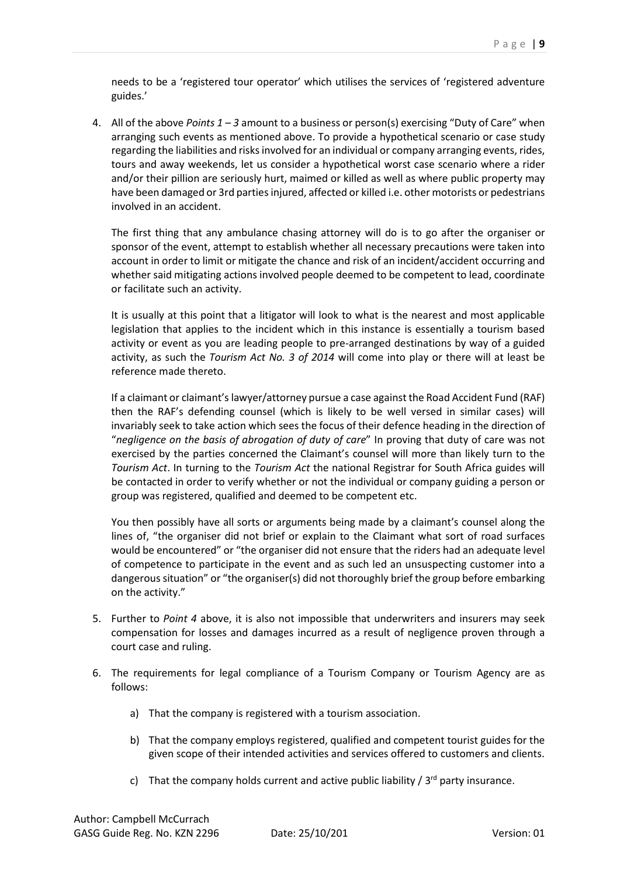needs to be a 'registered tour operator' which utilises the services of 'registered adventure guides.'

4. All of the above *Points 1 – 3* amount to a business or person(s) exercising "Duty of Care" when arranging such events as mentioned above. To provide a hypothetical scenario or case study regarding the liabilities and risks involved for an individual or company arranging events, rides, tours and away weekends, let us consider a hypothetical worst case scenario where a rider and/or their pillion are seriously hurt, maimed or killed as well as where public property may have been damaged or 3rd parties injured, affected or killed i.e. other motorists or pedestrians involved in an accident.

   The first thing that any ambulance chasing attorney will do is to go after the organiser or sponsor of the event, attempt to establish whether all necessary precautions were taken into account in order to limit or mitigate the chance and risk of an incident/accident occurring and whether said mitigating actions involved people deemed to be competent to lead, coordinate or facilitate such an activity.

   It is usually at this point that a litigator will look to what is the nearest and most applicable legislation that applies to the incident which in this instance is essentially a tourism based activity or event as you are leading people to pre-arranged destinations by way of a guided activity, as such the *Tourism Act No. 3 of 2014* will come into play or there will at least be reference made thereto.

   If a claimant or claimant's lawyer/attorney pursue a case against the Road Accident Fund (RAF) then the RAF's defending counsel (which is likely to be well versed in similar cases) will invariably seek to take action which sees the focus of their defence heading in the direction of "*negligence on the basis of abrogation of duty of care*" In proving that duty of care was not exercised by the parties concerned the Claimant's counsel will more than likely turn to the *Tourism Act*. In turning to the *Tourism Act* the national Registrar for South Africa guides will be contacted in order to verify whether or not the individual or company guiding a person or group was registered, qualified and deemed to be competent etc.

   You then possibly have all sorts or arguments being made by a claimant's counsel along the lines of, "the organiser did not brief or explain to the Claimant what sort of road surfaces would be encountered" or "the organiser did not ensure that the riders had an adequate level of competence to participate in the event and as such led an unsuspecting customer into a dangerous situation" or "the organiser(s) did not thoroughly brief the group before embarking on the activity."

5. Further to *Point 4* above, it is also not impossible that underwriters and insurers may seek compensation for losses and damages incurred as a result of negligence proven through a court case and ruling.

6. The requirements for legal compliance of a Tourism Company or Tourism Agency are as follows:

   a) That the company is registered with a tourism association.

   b) That the company employs registered, qualified and competent tourist guides for the given scope of their intended activities and services offered to customers and clients.

   c) That the company holds current and active public liability / 3rd party insurance.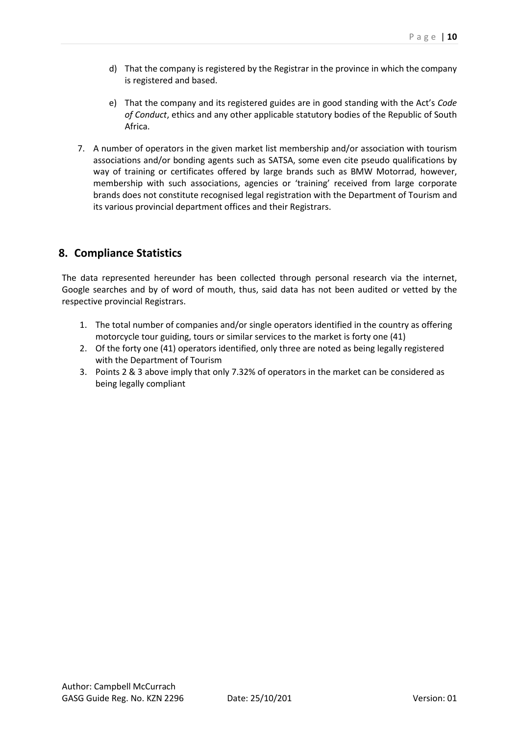d) That the company is registered by the Registrar in the province in which the company is registered and based.

e) That the company and its registered guides are in good standing with the Act's *Code of Conduct*, ethics and any other applicable statutory bodies of the Republic of South Africa.

7. A number of operators in the given market list membership and/or association with tourism associations and/or bonding agents such as SATSA, some even cite pseudo qualifications by way of training or certificates offered by large brands such as BMW Motorrad, however, membership with such associations, agencies or 'training' received from large corporate brands does not constitute recognised legal registration with the Department of Tourism and its various provincial department offices and their Registrars.

## 8. Compliance Statistics

The data represented hereunder has been collected through personal research via the internet, Google searches and by of word of mouth, thus, said data has not been audited or vetted by the respective provincial Registrars.

1. The total number of companies and/or single operators identified in the country as offering motorcycle tour guiding, tours or similar services to the market is forty one (41)
2. Of the forty one (41) operators identified, only three are noted as being legally registered with the Department of Tourism
3. Points 2 & 3 above imply that only 7.32% of operators in the market can be considered as being legally compliant